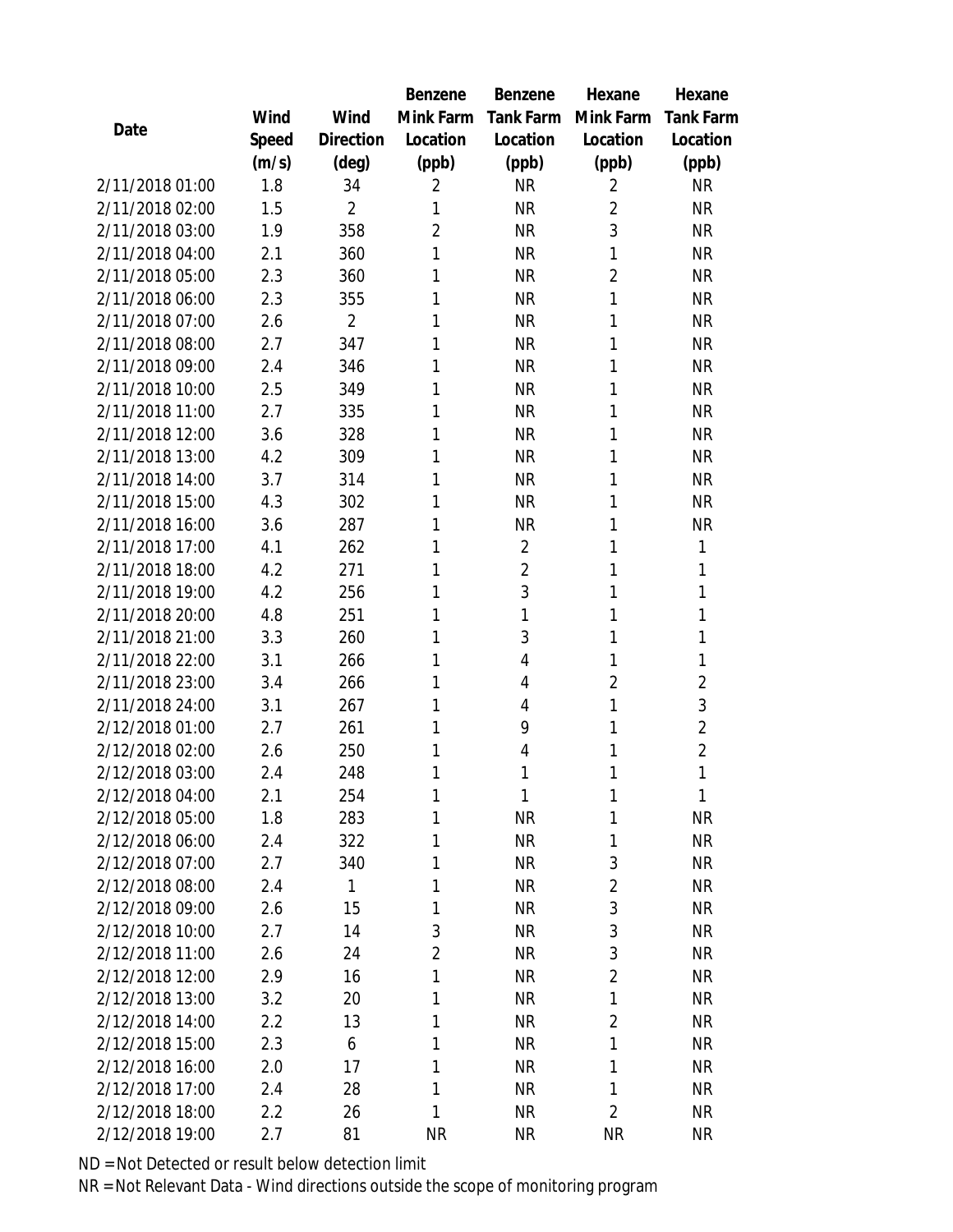| Date | Wind Speed (m/s) | Wind Direction (deg) | Benzene Mink Farm Location (ppb) | Benzene Tank Farm Location (ppb) | Hexane Mink Farm Location (ppb) | Hexane Tank Farm Location (ppb) |
|---|---|---|---|---|---|---|
| 2/11/2018 01:00 | 1.8 | 34 | 2 | NR | 2 | NR |
| 2/11/2018 02:00 | 1.5 | 2 | 1 | NR | 2 | NR |
| 2/11/2018 03:00 | 1.9 | 358 | 2 | NR | 3 | NR |
| 2/11/2018 04:00 | 2.1 | 360 | 1 | NR | 1 | NR |
| 2/11/2018 05:00 | 2.3 | 360 | 1 | NR | 2 | NR |
| 2/11/2018 06:00 | 2.3 | 355 | 1 | NR | 1 | NR |
| 2/11/2018 07:00 | 2.6 | 2 | 1 | NR | 1 | NR |
| 2/11/2018 08:00 | 2.7 | 347 | 1 | NR | 1 | NR |
| 2/11/2018 09:00 | 2.4 | 346 | 1 | NR | 1 | NR |
| 2/11/2018 10:00 | 2.5 | 349 | 1 | NR | 1 | NR |
| 2/11/2018 11:00 | 2.7 | 335 | 1 | NR | 1 | NR |
| 2/11/2018 12:00 | 3.6 | 328 | 1 | NR | 1 | NR |
| 2/11/2018 13:00 | 4.2 | 309 | 1 | NR | 1 | NR |
| 2/11/2018 14:00 | 3.7 | 314 | 1 | NR | 1 | NR |
| 2/11/2018 15:00 | 4.3 | 302 | 1 | NR | 1 | NR |
| 2/11/2018 16:00 | 3.6 | 287 | 1 | NR | 1 | NR |
| 2/11/2018 17:00 | 4.1 | 262 | 1 | 2 | 1 | 1 |
| 2/11/2018 18:00 | 4.2 | 271 | 1 | 2 | 1 | 1 |
| 2/11/2018 19:00 | 4.2 | 256 | 1 | 3 | 1 | 1 |
| 2/11/2018 20:00 | 4.8 | 251 | 1 | 1 | 1 | 1 |
| 2/11/2018 21:00 | 3.3 | 260 | 1 | 3 | 1 | 1 |
| 2/11/2018 22:00 | 3.1 | 266 | 1 | 4 | 1 | 1 |
| 2/11/2018 23:00 | 3.4 | 266 | 1 | 4 | 2 | 2 |
| 2/11/2018 24:00 | 3.1 | 267 | 1 | 4 | 1 | 3 |
| 2/12/2018 01:00 | 2.7 | 261 | 1 | 9 | 1 | 2 |
| 2/12/2018 02:00 | 2.6 | 250 | 1 | 4 | 1 | 2 |
| 2/12/2018 03:00 | 2.4 | 248 | 1 | 1 | 1 | 1 |
| 2/12/2018 04:00 | 2.1 | 254 | 1 | 1 | 1 | 1 |
| 2/12/2018 05:00 | 1.8 | 283 | 1 | NR | 1 | NR |
| 2/12/2018 06:00 | 2.4 | 322 | 1 | NR | 1 | NR |
| 2/12/2018 07:00 | 2.7 | 340 | 1 | NR | 3 | NR |
| 2/12/2018 08:00 | 2.4 | 1 | 1 | NR | 2 | NR |
| 2/12/2018 09:00 | 2.6 | 15 | 1 | NR | 3 | NR |
| 2/12/2018 10:00 | 2.7 | 14 | 3 | NR | 3 | NR |
| 2/12/2018 11:00 | 2.6 | 24 | 2 | NR | 3 | NR |
| 2/12/2018 12:00 | 2.9 | 16 | 1 | NR | 2 | NR |
| 2/12/2018 13:00 | 3.2 | 20 | 1 | NR | 1 | NR |
| 2/12/2018 14:00 | 2.2 | 13 | 1 | NR | 2 | NR |
| 2/12/2018 15:00 | 2.3 | 6 | 1 | NR | 1 | NR |
| 2/12/2018 16:00 | 2.0 | 17 | 1 | NR | 1 | NR |
| 2/12/2018 17:00 | 2.4 | 28 | 1 | NR | 1 | NR |
| 2/12/2018 18:00 | 2.2 | 26 | 1 | NR | 2 | NR |
| 2/12/2018 19:00 | 2.7 | 81 | NR | NR | NR | NR |

ND = Not Detected or result below detection limit

NR = Not Relevant Data - Wind directions outside the scope of monitoring program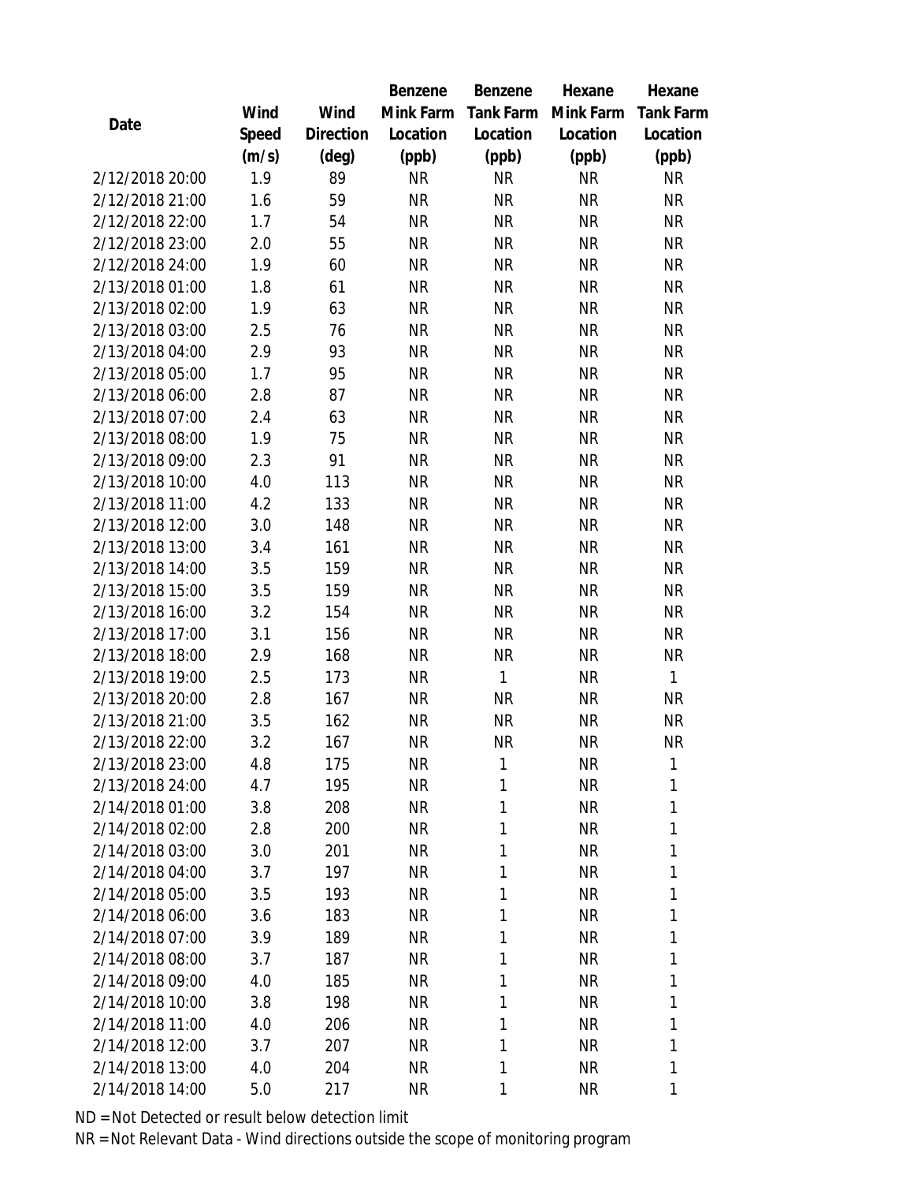| Date | Wind Speed (m/s) | Wind Direction (deg) | Benzene Mink Farm Location (ppb) | Benzene Tank Farm Location (ppb) | Hexane Mink Farm Location (ppb) | Hexane Tank Farm Location (ppb) |
|---|---|---|---|---|---|---|
| 2/12/2018 20:00 | 1.9 | 89 | NR | NR | NR | NR |
| 2/12/2018 21:00 | 1.6 | 59 | NR | NR | NR | NR |
| 2/12/2018 22:00 | 1.7 | 54 | NR | NR | NR | NR |
| 2/12/2018 23:00 | 2.0 | 55 | NR | NR | NR | NR |
| 2/12/2018 24:00 | 1.9 | 60 | NR | NR | NR | NR |
| 2/13/2018 01:00 | 1.8 | 61 | NR | NR | NR | NR |
| 2/13/2018 02:00 | 1.9 | 63 | NR | NR | NR | NR |
| 2/13/2018 03:00 | 2.5 | 76 | NR | NR | NR | NR |
| 2/13/2018 04:00 | 2.9 | 93 | NR | NR | NR | NR |
| 2/13/2018 05:00 | 1.7 | 95 | NR | NR | NR | NR |
| 2/13/2018 06:00 | 2.8 | 87 | NR | NR | NR | NR |
| 2/13/2018 07:00 | 2.4 | 63 | NR | NR | NR | NR |
| 2/13/2018 08:00 | 1.9 | 75 | NR | NR | NR | NR |
| 2/13/2018 09:00 | 2.3 | 91 | NR | NR | NR | NR |
| 2/13/2018 10:00 | 4.0 | 113 | NR | NR | NR | NR |
| 2/13/2018 11:00 | 4.2 | 133 | NR | NR | NR | NR |
| 2/13/2018 12:00 | 3.0 | 148 | NR | NR | NR | NR |
| 2/13/2018 13:00 | 3.4 | 161 | NR | NR | NR | NR |
| 2/13/2018 14:00 | 3.5 | 159 | NR | NR | NR | NR |
| 2/13/2018 15:00 | 3.5 | 159 | NR | NR | NR | NR |
| 2/13/2018 16:00 | 3.2 | 154 | NR | NR | NR | NR |
| 2/13/2018 17:00 | 3.1 | 156 | NR | NR | NR | NR |
| 2/13/2018 18:00 | 2.9 | 168 | NR | NR | NR | NR |
| 2/13/2018 19:00 | 2.5 | 173 | NR | 1 | NR | 1 |
| 2/13/2018 20:00 | 2.8 | 167 | NR | NR | NR | NR |
| 2/13/2018 21:00 | 3.5 | 162 | NR | NR | NR | NR |
| 2/13/2018 22:00 | 3.2 | 167 | NR | NR | NR | NR |
| 2/13/2018 23:00 | 4.8 | 175 | NR | 1 | NR | 1 |
| 2/13/2018 24:00 | 4.7 | 195 | NR | 1 | NR | 1 |
| 2/14/2018 01:00 | 3.8 | 208 | NR | 1 | NR | 1 |
| 2/14/2018 02:00 | 2.8 | 200 | NR | 1 | NR | 1 |
| 2/14/2018 03:00 | 3.0 | 201 | NR | 1 | NR | 1 |
| 2/14/2018 04:00 | 3.7 | 197 | NR | 1 | NR | 1 |
| 2/14/2018 05:00 | 3.5 | 193 | NR | 1 | NR | 1 |
| 2/14/2018 06:00 | 3.6 | 183 | NR | 1 | NR | 1 |
| 2/14/2018 07:00 | 3.9 | 189 | NR | 1 | NR | 1 |
| 2/14/2018 08:00 | 3.7 | 187 | NR | 1 | NR | 1 |
| 2/14/2018 09:00 | 4.0 | 185 | NR | 1 | NR | 1 |
| 2/14/2018 10:00 | 3.8 | 198 | NR | 1 | NR | 1 |
| 2/14/2018 11:00 | 4.0 | 206 | NR | 1 | NR | 1 |
| 2/14/2018 12:00 | 3.7 | 207 | NR | 1 | NR | 1 |
| 2/14/2018 13:00 | 4.0 | 204 | NR | 1 | NR | 1 |
| 2/14/2018 14:00 | 5.0 | 217 | NR | 1 | NR | 1 |

ND = Not Detected or result below detection limit

NR = Not Relevant Data - Wind directions outside the scope of monitoring program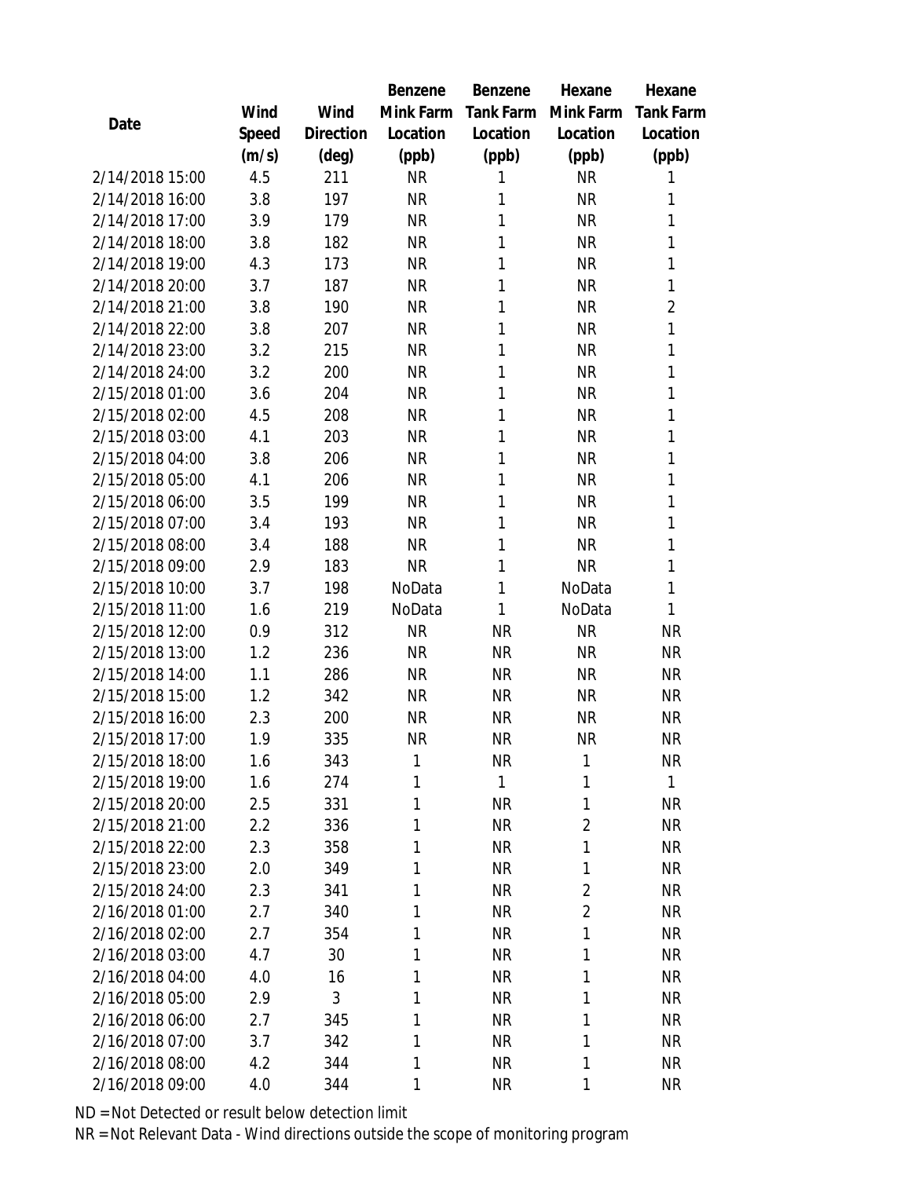| Date | Wind Speed (m/s) | Wind Direction (deg) | Benzene Mink Farm Location (ppb) | Benzene Tank Farm Location (ppb) | Hexane Mink Farm Location (ppb) | Hexane Tank Farm Location (ppb) |
|---|---|---|---|---|---|---|
| 2/14/2018 15:00 | 4.5 | 211 | NR | 1 | NR | 1 |
| 2/14/2018 16:00 | 3.8 | 197 | NR | 1 | NR | 1 |
| 2/14/2018 17:00 | 3.9 | 179 | NR | 1 | NR | 1 |
| 2/14/2018 18:00 | 3.8 | 182 | NR | 1 | NR | 1 |
| 2/14/2018 19:00 | 4.3 | 173 | NR | 1 | NR | 1 |
| 2/14/2018 20:00 | 3.7 | 187 | NR | 1 | NR | 1 |
| 2/14/2018 21:00 | 3.8 | 190 | NR | 1 | NR | 2 |
| 2/14/2018 22:00 | 3.8 | 207 | NR | 1 | NR | 1 |
| 2/14/2018 23:00 | 3.2 | 215 | NR | 1 | NR | 1 |
| 2/14/2018 24:00 | 3.2 | 200 | NR | 1 | NR | 1 |
| 2/15/2018 01:00 | 3.6 | 204 | NR | 1 | NR | 1 |
| 2/15/2018 02:00 | 4.5 | 208 | NR | 1 | NR | 1 |
| 2/15/2018 03:00 | 4.1 | 203 | NR | 1 | NR | 1 |
| 2/15/2018 04:00 | 3.8 | 206 | NR | 1 | NR | 1 |
| 2/15/2018 05:00 | 4.1 | 206 | NR | 1 | NR | 1 |
| 2/15/2018 06:00 | 3.5 | 199 | NR | 1 | NR | 1 |
| 2/15/2018 07:00 | 3.4 | 193 | NR | 1 | NR | 1 |
| 2/15/2018 08:00 | 3.4 | 188 | NR | 1 | NR | 1 |
| 2/15/2018 09:00 | 2.9 | 183 | NR | 1 | NR | 1 |
| 2/15/2018 10:00 | 3.7 | 198 | NoData | 1 | NoData | 1 |
| 2/15/2018 11:00 | 1.6 | 219 | NoData | 1 | NoData | 1 |
| 2/15/2018 12:00 | 0.9 | 312 | NR | NR | NR | NR |
| 2/15/2018 13:00 | 1.2 | 236 | NR | NR | NR | NR |
| 2/15/2018 14:00 | 1.1 | 286 | NR | NR | NR | NR |
| 2/15/2018 15:00 | 1.2 | 342 | NR | NR | NR | NR |
| 2/15/2018 16:00 | 2.3 | 200 | NR | NR | NR | NR |
| 2/15/2018 17:00 | 1.9 | 335 | NR | NR | NR | NR |
| 2/15/2018 18:00 | 1.6 | 343 | 1 | NR | 1 | NR |
| 2/15/2018 19:00 | 1.6 | 274 | 1 | 1 | 1 | 1 |
| 2/15/2018 20:00 | 2.5 | 331 | 1 | NR | 1 | NR |
| 2/15/2018 21:00 | 2.2 | 336 | 1 | NR | 2 | NR |
| 2/15/2018 22:00 | 2.3 | 358 | 1 | NR | 1 | NR |
| 2/15/2018 23:00 | 2.0 | 349 | 1 | NR | 1 | NR |
| 2/15/2018 24:00 | 2.3 | 341 | 1 | NR | 2 | NR |
| 2/16/2018 01:00 | 2.7 | 340 | 1 | NR | 2 | NR |
| 2/16/2018 02:00 | 2.7 | 354 | 1 | NR | 1 | NR |
| 2/16/2018 03:00 | 4.7 | 30 | 1 | NR | 1 | NR |
| 2/16/2018 04:00 | 4.0 | 16 | 1 | NR | 1 | NR |
| 2/16/2018 05:00 | 2.9 | 3 | 1 | NR | 1 | NR |
| 2/16/2018 06:00 | 2.7 | 345 | 1 | NR | 1 | NR |
| 2/16/2018 07:00 | 3.7 | 342 | 1 | NR | 1 | NR |
| 2/16/2018 08:00 | 4.2 | 344 | 1 | NR | 1 | NR |
| 2/16/2018 09:00 | 4.0 | 344 | 1 | NR | 1 | NR |

ND = Not Detected or result below detection limit

NR = Not Relevant Data - Wind directions outside the scope of monitoring program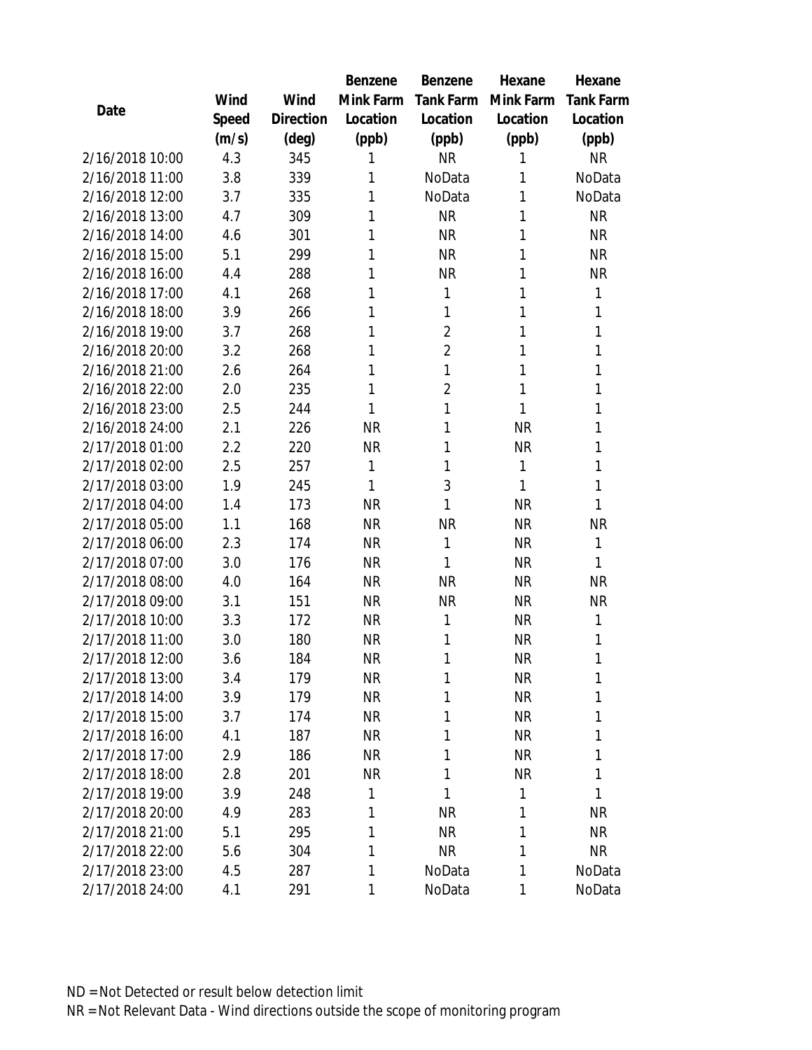| Date | Wind Speed (m/s) | Wind Direction (deg) | Benzene Mink Farm Location (ppb) | Benzene Tank Farm Location (ppb) | Hexane Mink Farm Location (ppb) | Hexane Tank Farm Location (ppb) |
|---|---|---|---|---|---|---|
| 2/16/2018 10:00 | 4.3 | 345 | 1 | NR | 1 | NR |
| 2/16/2018 11:00 | 3.8 | 339 | 1 | NoData | 1 | NoData |
| 2/16/2018 12:00 | 3.7 | 335 | 1 | NoData | 1 | NoData |
| 2/16/2018 13:00 | 4.7 | 309 | 1 | NR | 1 | NR |
| 2/16/2018 14:00 | 4.6 | 301 | 1 | NR | 1 | NR |
| 2/16/2018 15:00 | 5.1 | 299 | 1 | NR | 1 | NR |
| 2/16/2018 16:00 | 4.4 | 288 | 1 | NR | 1 | NR |
| 2/16/2018 17:00 | 4.1 | 268 | 1 | 1 | 1 | 1 |
| 2/16/2018 18:00 | 3.9 | 266 | 1 | 1 | 1 | 1 |
| 2/16/2018 19:00 | 3.7 | 268 | 1 | 2 | 1 | 1 |
| 2/16/2018 20:00 | 3.2 | 268 | 1 | 2 | 1 | 1 |
| 2/16/2018 21:00 | 2.6 | 264 | 1 | 1 | 1 | 1 |
| 2/16/2018 22:00 | 2.0 | 235 | 1 | 2 | 1 | 1 |
| 2/16/2018 23:00 | 2.5 | 244 | 1 | 1 | 1 | 1 |
| 2/16/2018 24:00 | 2.1 | 226 | NR | 1 | NR | 1 |
| 2/17/2018 01:00 | 2.2 | 220 | NR | 1 | NR | 1 |
| 2/17/2018 02:00 | 2.5 | 257 | 1 | 1 | 1 | 1 |
| 2/17/2018 03:00 | 1.9 | 245 | 1 | 3 | 1 | 1 |
| 2/17/2018 04:00 | 1.4 | 173 | NR | 1 | NR | 1 |
| 2/17/2018 05:00 | 1.1 | 168 | NR | NR | NR | NR |
| 2/17/2018 06:00 | 2.3 | 174 | NR | 1 | NR | 1 |
| 2/17/2018 07:00 | 3.0 | 176 | NR | 1 | NR | 1 |
| 2/17/2018 08:00 | 4.0 | 164 | NR | NR | NR | NR |
| 2/17/2018 09:00 | 3.1 | 151 | NR | NR | NR | NR |
| 2/17/2018 10:00 | 3.3 | 172 | NR | 1 | NR | 1 |
| 2/17/2018 11:00 | 3.0 | 180 | NR | 1 | NR | 1 |
| 2/17/2018 12:00 | 3.6 | 184 | NR | 1 | NR | 1 |
| 2/17/2018 13:00 | 3.4 | 179 | NR | 1 | NR | 1 |
| 2/17/2018 14:00 | 3.9 | 179 | NR | 1 | NR | 1 |
| 2/17/2018 15:00 | 3.7 | 174 | NR | 1 | NR | 1 |
| 2/17/2018 16:00 | 4.1 | 187 | NR | 1 | NR | 1 |
| 2/17/2018 17:00 | 2.9 | 186 | NR | 1 | NR | 1 |
| 2/17/2018 18:00 | 2.8 | 201 | NR | 1 | NR | 1 |
| 2/17/2018 19:00 | 3.9 | 248 | 1 | 1 | 1 | 1 |
| 2/17/2018 20:00 | 4.9 | 283 | 1 | NR | 1 | NR |
| 2/17/2018 21:00 | 5.1 | 295 | 1 | NR | 1 | NR |
| 2/17/2018 22:00 | 5.6 | 304 | 1 | NR | 1 | NR |
| 2/17/2018 23:00 | 4.5 | 287 | 1 | NoData | 1 | NoData |
| 2/17/2018 24:00 | 4.1 | 291 | 1 | NoData | 1 | NoData |

ND = Not Detected or result below detection limit
NR = Not Relevant Data - Wind directions outside the scope of monitoring program